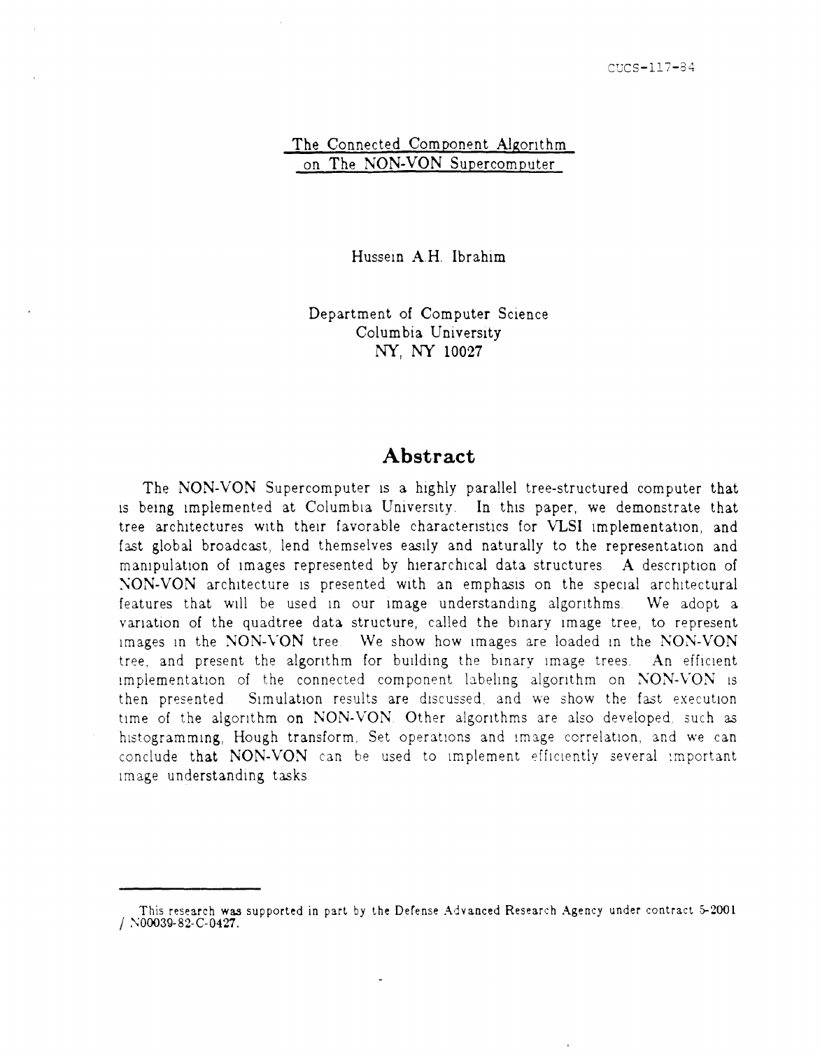CUCS-117-84

# The Connected Component Algorithm on The NON-VON Supercomputer

Hussein A.H. Ibrahim

Department of Computer Science
Columbia University
NY, NY 10027

## Abstract

The NON-VON Supercomputer is a highly parallel tree-structured computer that is being implemented at Columbia University. In this paper, we demonstrate that tree architectures with their favorable characteristics for VLSI implementation, and fast global broadcast, lend themselves easily and naturally to the representation and manipulation of images represented by hierarchical data structures. A description of NON-VON architecture is presented with an emphasis on the special architectural features that will be used in our image understanding algorithms. We adopt a variation of the quadtree data structure, called the binary image tree, to represent images in the NON-VON tree. We show how images are loaded in the NON-VON tree, and present the algorithm for building the binary image trees. An efficient implementation of the connected component labeling algorithm on NON-VON is then presented. Simulation results are discussed, and we show the fast execution time of the algorithm on NON-VON. Other algorithms are also developed, such as histogramming, Hough transform, Set operations and image correlation, and we can conclude that NON-VON can be used to implement efficiently several important image understanding tasks.

---

This research was supported in part by the Defense Advanced Research Agency under contract 5-2001 / N00039-82-C-0427.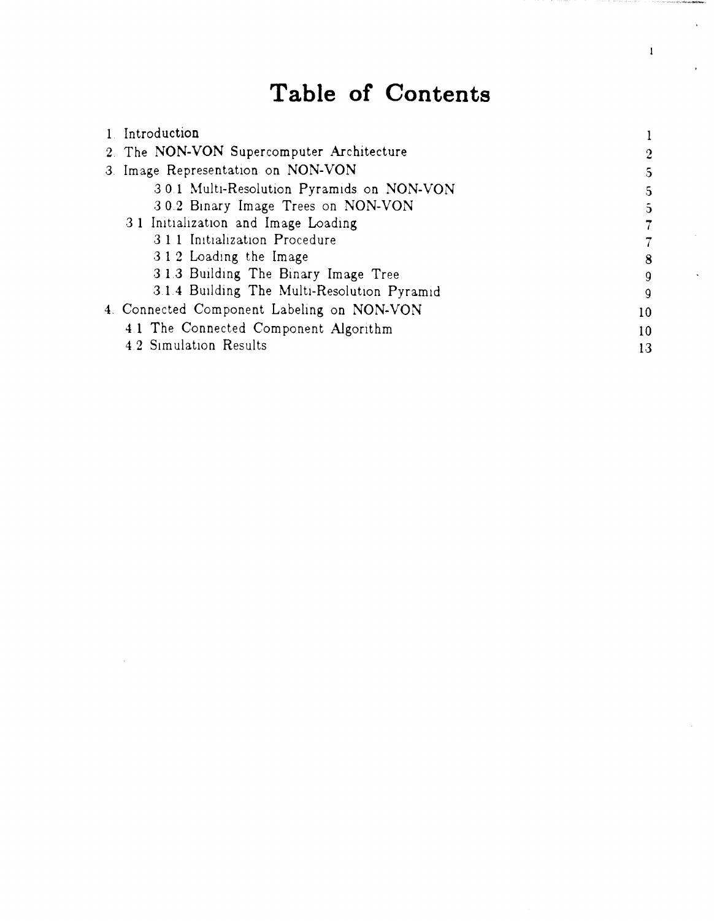# Table of Contents

| | |
|---|---|
| 1. Introduction | 1 |
| 2. The NON-VON Supercomputer Architecture | 2 |
| 3. Image Representation on NON-VON | 5 |
| 3.0.1 Multi-Resolution Pyramids on NON-VON | 5 |
| 3.0.2 Binary Image Trees on NON-VON | 5 |
| 3.1 Initialization and Image Loading | 7 |
| 3.1.1 Initialization Procedure | 7 |
| 3.1.2 Loading the Image | 8 |
| 3.1.3 Building The Binary Image Tree | 9 |
| 3.1.4 Building The Multi-Resolution Pyramid | 9 |
| 4. Connected Component Labeling on NON-VON | 10 |
| 4.1 The Connected Component Algorithm | 10 |
| 4.2 Simulation Results | 13 |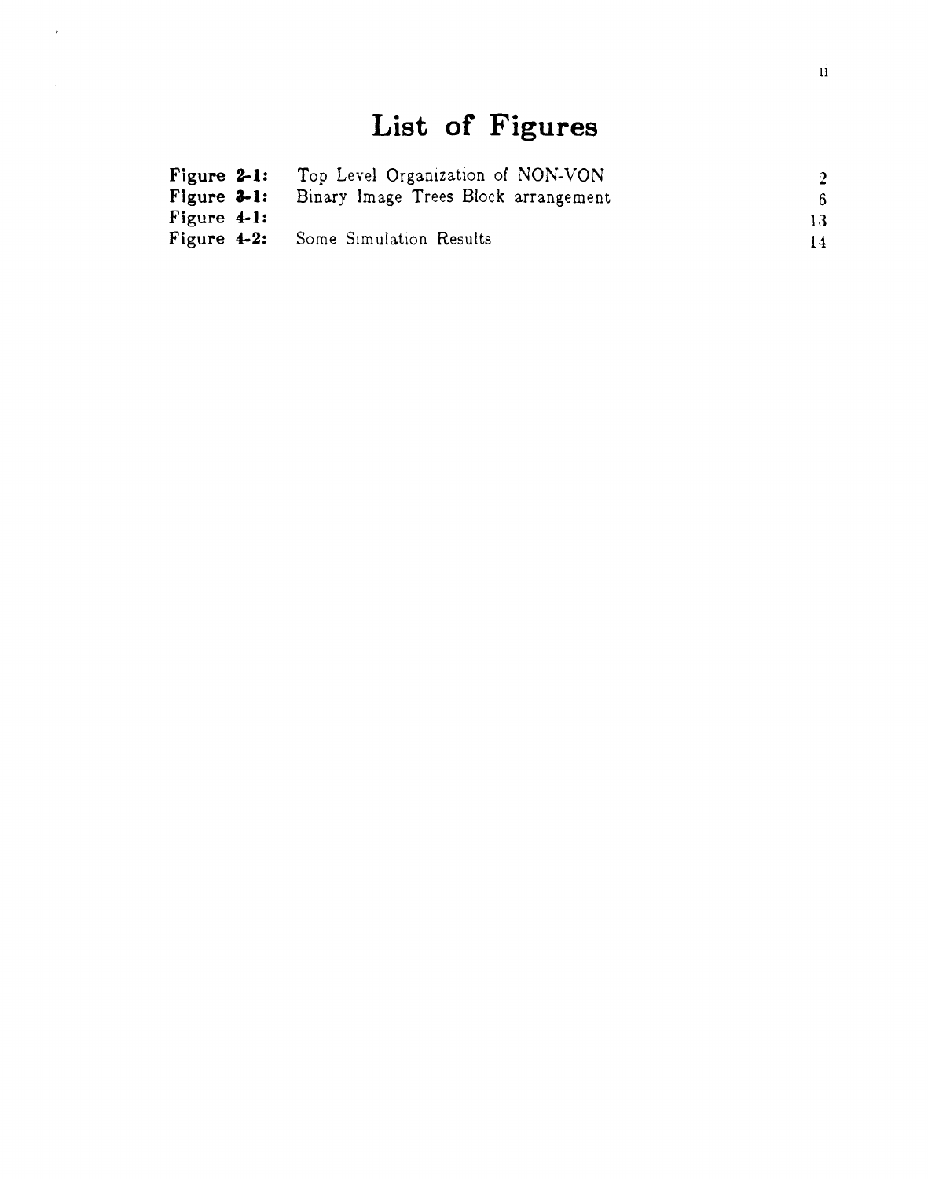# List of Figures

| | | |
|---|---|---|
| **Figure 2-1:** | Top Level Organization of NON-VON | 2 |
| **Figure 3-1:** | Binary Image Trees Block arrangement | 6 |
| **Figure 4-1:** | | 13 |
| **Figure 4-2:** | Some Simulation Results | 14 |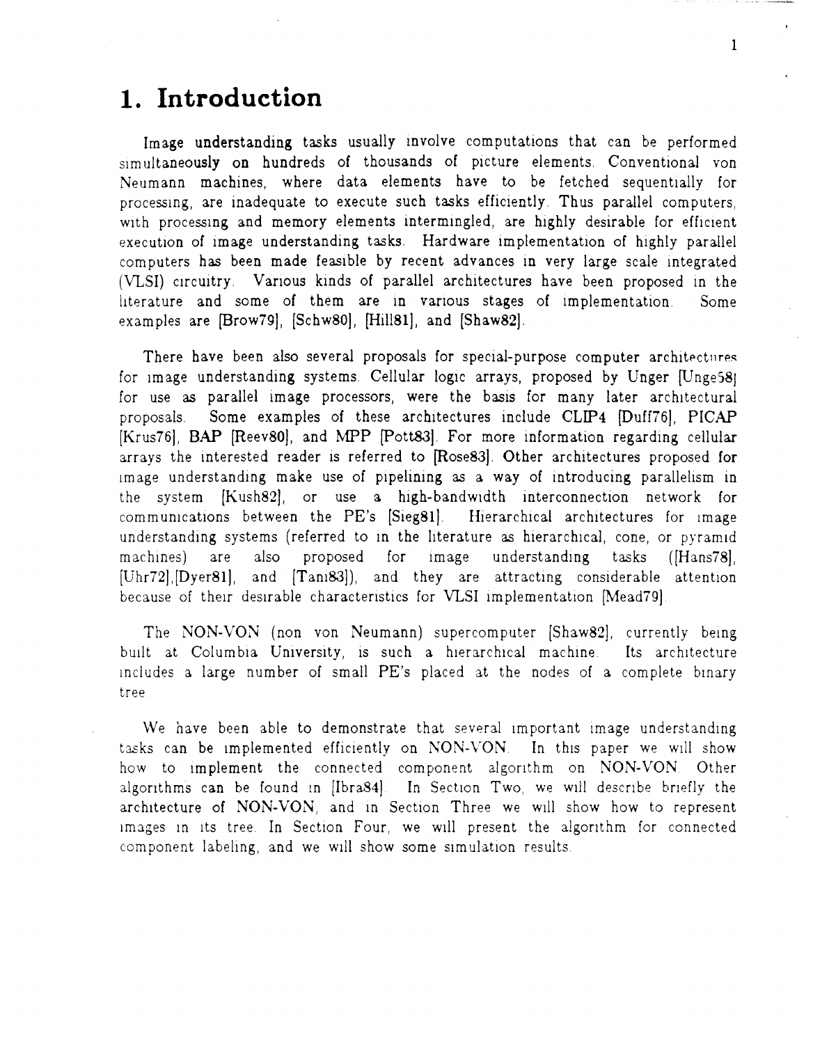# 1. Introduction

Image understanding tasks usually involve computations that can be performed simultaneously on hundreds of thousands of picture elements. Conventional von Neumann machines, where data elements have to be fetched sequentially for processing, are inadequate to execute such tasks efficiently. Thus parallel computers, with processing and memory elements intermingled, are highly desirable for efficient execution of image understanding tasks. Hardware implementation of highly parallel computers has been made feasible by recent advances in very large scale integrated (VLSI) circuitry. Various kinds of parallel architectures have been proposed in the literature and some of them are in various stages of implementation. Some examples are [Brow79], [Schw80], [Hill81], and [Shaw82].

There have been also several proposals for special-purpose computer architectures for image understanding systems. Cellular logic arrays, proposed by Unger [Unge58] for use as parallel image processors, were the basis for many later architectural proposals. Some examples of these architectures include CLIP4 [Duff76], PICAP [Krus76], BAP [Reev80], and MPP [Pott83]. For more information regarding cellular arrays the interested reader is referred to [Rose83]. Other architectures proposed for image understanding make use of pipelining as a way of introducing parallelism in the system [Kush82], or use a high-bandwidth interconnection network for communications between the PE's [Sieg81]. Hierarchical architectures for image understanding systems (referred to in the literature as hierarchical, cone, or pyramid machines) are also proposed for image understanding tasks ([Hans78], [Uhr72],[Dyer81], and [Tani83]), and they are attracting considerable attention because of their desirable characteristics for VLSI implementation [Mead79].

The NON-VON (non von Neumann) supercomputer [Shaw82], currently being built at Columbia University, is such a hierarchical machine. Its architecture includes a large number of small PE's placed at the nodes of a complete binary tree.

We have been able to demonstrate that several important image understanding tasks can be implemented efficiently on NON-VON. In this paper we will show how to implement the connected component algorithm on NON-VON. Other algorithms can be found in [Ibra84]. In Section Two, we will describe briefly the architecture of NON-VON, and in Section Three we will show how to represent images in its tree. In Section Four, we will present the algorithm for connected component labeling, and we will show some simulation results.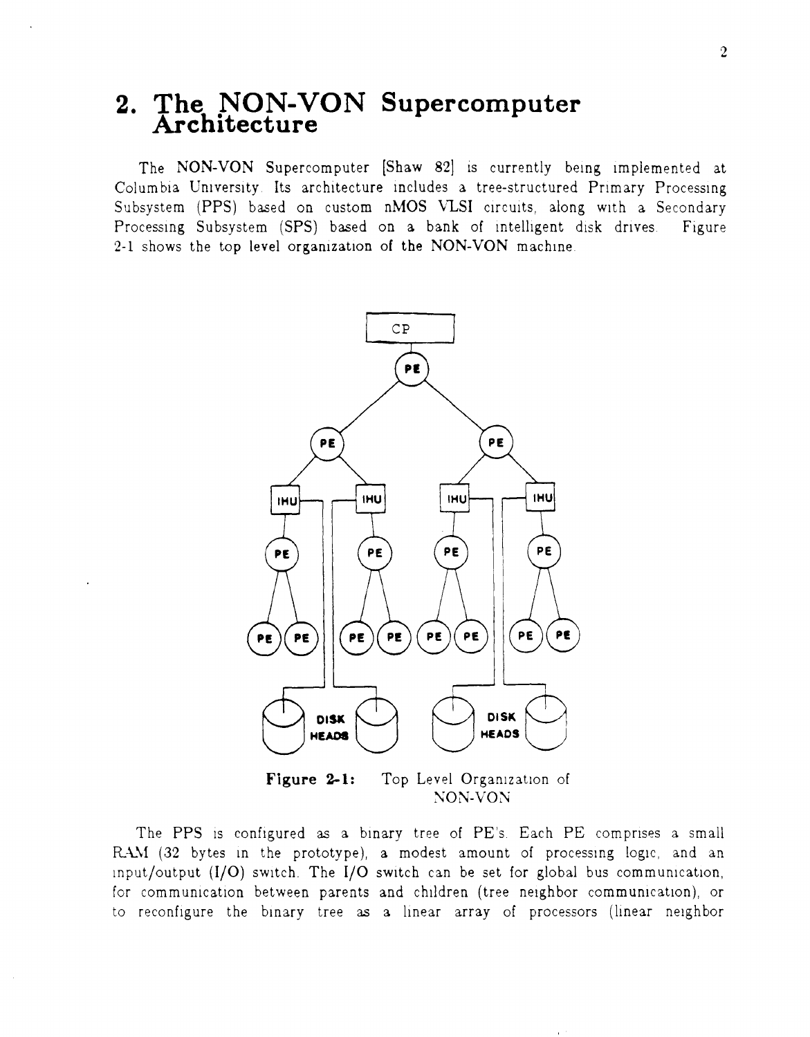## 2. The NON-VON Supercomputer Architecture

The NON-VON Supercomputer [Shaw 82] is currently being implemented at Columbia University. Its architecture includes a tree-structured Primary Processing Subsystem (PPS) based on custom nMOS VLSI circuits, along with a Secondary Processing Subsystem (SPS) based on a bank of intelligent disk drives. Figure 2-1 shows the top level organization of the NON-VON machine.

**Figure 2-1:** Top Level Organization of NON-VON

The PPS is configured as a binary tree of PE's. Each PE comprises a small RAM (32 bytes in the prototype), a modest amount of processing logic, and an input/output (I/O) switch. The I/O switch can be set for global bus communication, for communication between parents and children (tree neighbor communication), or to reconfigure the binary tree as a linear array of processors (linear neighbor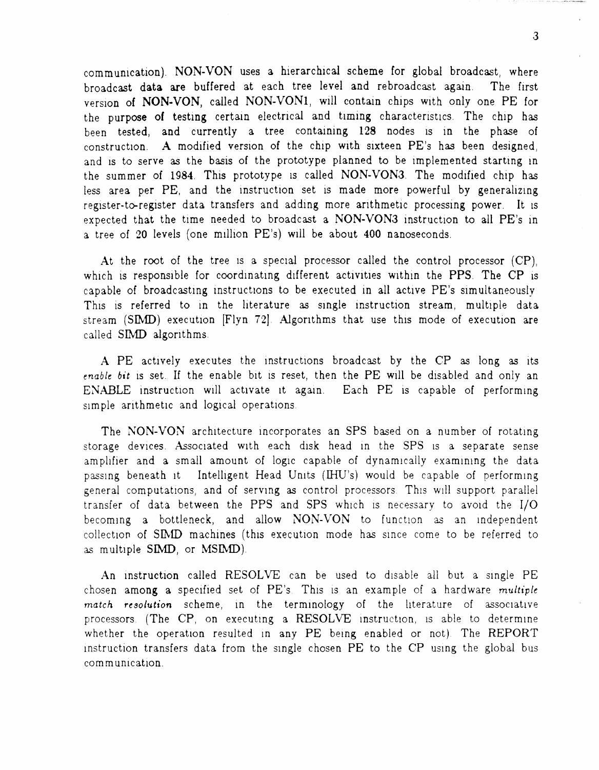communication). NON-VON uses a hierarchical scheme for global broadcast, where broadcast data are buffered at each tree level and rebroadcast again. The first version of NON-VON, called NON-VON1, will contain chips with only one PE for the purpose of testing certain electrical and timing characteristics. The chip has been tested, and currently a tree containing 128 nodes is in the phase of construction. A modified version of the chip with sixteen PE's has been designed, and is to serve as the basis of the prototype planned to be implemented starting in the summer of 1984. This prototype is called NON-VON3. The modified chip has less area per PE, and the instruction set is made more powerful by generalizing register-to-register data transfers and adding more arithmetic processing power. It is expected that the time needed to broadcast a NON-VON3 instruction to all PE's in a tree of 20 levels (one million PE's) will be about 400 nanoseconds.

At the root of the tree is a special processor called the control processor (CP), which is responsible for coordinating different activities within the PPS. The CP is capable of broadcasting instructions to be executed in all active PE's simultaneously. This is referred to in the literature as single instruction stream, multiple data stream (SIMD) execution [Flyn 72]. Algorithms that use this mode of execution are called SIMD algorithms.

A PE actively executes the instructions broadcast by the CP as long as its *enable bit* is set. If the enable bit is reset, then the PE will be disabled and only an ENABLE instruction will activate it again. Each PE is capable of performing simple arithmetic and logical operations.

The NON-VON architecture incorporates an SPS based on a number of rotating storage devices. Associated with each disk head in the SPS is a separate sense amplifier and a small amount of logic capable of dynamically examining the data passing beneath it. Intelligent Head Units (IHU's) would be capable of performing general computations, and of serving as control processors. This will support parallel transfer of data between the PPS and SPS which is necessary to avoid the I/O becoming a bottleneck, and allow NON-VON to function as an independent collection of SIMD machines (this execution mode has since come to be referred to as multiple SIMD, or MSIMD).

An instruction called RESOLVE can be used to disable all but a single PE chosen among a specified set of PE's. This is an example of a hardware *multiple match resolution* scheme, in the terminology of the literature of associative processors. (The CP, on executing a RESOLVE instruction, is able to determine whether the operation resulted in any PE being enabled or not). The REPORT instruction transfers data from the single chosen PE to the CP using the global bus communication.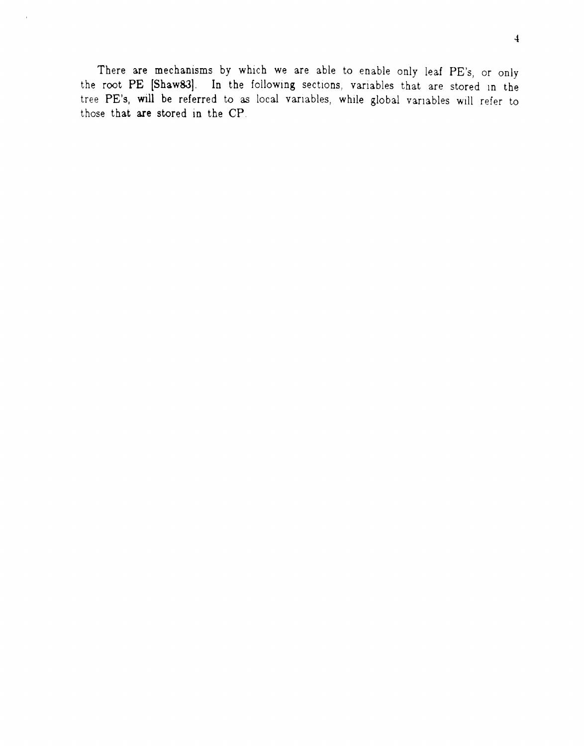There are mechanisms by which we are able to enable only leaf PE's, or only the root PE [Shaw83]. In the following sections, variables that are stored in the tree PE's, will be referred to as local variables, while global variables will refer to those that are stored in the CP.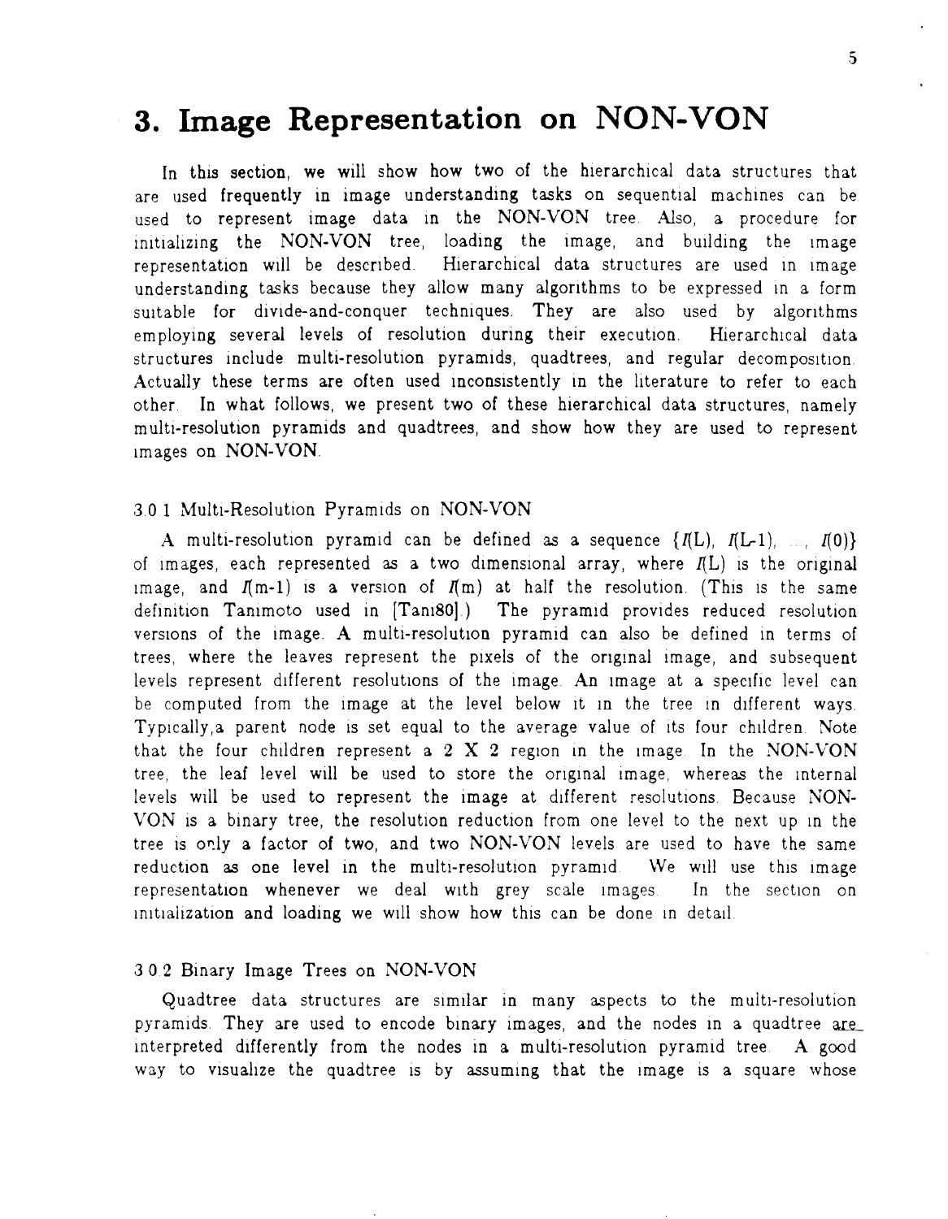# 3. Image Representation on NON-VON

In this section, we will show how two of the hierarchical data structures that are used frequently in image understanding tasks on sequential machines can be used to represent image data in the NON-VON tree. Also, a procedure for initializing the NON-VON tree, loading the image, and building the image representation will be described. Hierarchical data structures are used in image understanding tasks because they allow many algorithms to be expressed in a form suitable for divide-and-conquer techniques. They are also used by algorithms employing several levels of resolution during their execution. Hierarchical data structures include multi-resolution pyramids, quadtrees, and regular decomposition. Actually these terms are often used inconsistently in the literature to refer to each other. In what follows, we present two of these hierarchical data structures, namely multi-resolution pyramids and quadtrees, and show how they are used to represent images on NON-VON.

3.0.1 Multi-Resolution Pyramids on NON-VON

A multi-resolution pyramid can be defined as a sequence $\{I(L), I(L-1), \ldots, I(0)\}$ of images, each represented as a two dimensional array, where $I(L)$ is the original image, and $I(m-1)$ is a version of $I(m)$ at half the resolution. (This is the same definition Tanimoto used in [Tani80].) The pyramid provides reduced resolution versions of the image. A multi-resolution pyramid can also be defined in terms of trees, where the leaves represent the pixels of the original image, and subsequent levels represent different resolutions of the image. An image at a specific level can be computed from the image at the level below it in the tree in different ways. Typically, a parent node is set equal to the average value of its four children. Note that the four children represent a 2 X 2 region in the image. In the NON-VON tree, the leaf level will be used to store the original image, whereas the internal levels will be used to represent the image at different resolutions. Because NON-VON is a binary tree, the resolution reduction from one level to the next up in the tree is only a factor of two, and two NON-VON levels are used to have the same reduction as one level in the multi-resolution pyramid. We will use this image representation whenever we deal with grey scale images. In the section on initialization and loading we will show how this can be done in detail.

3.0.2 Binary Image Trees on NON-VON

Quadtree data structures are similar in many aspects to the multi-resolution pyramids. They are used to encode binary images, and the nodes in a quadtree are interpreted differently from the nodes in a multi-resolution pyramid tree. A good way to visualize the quadtree is by assuming that the image is a square whose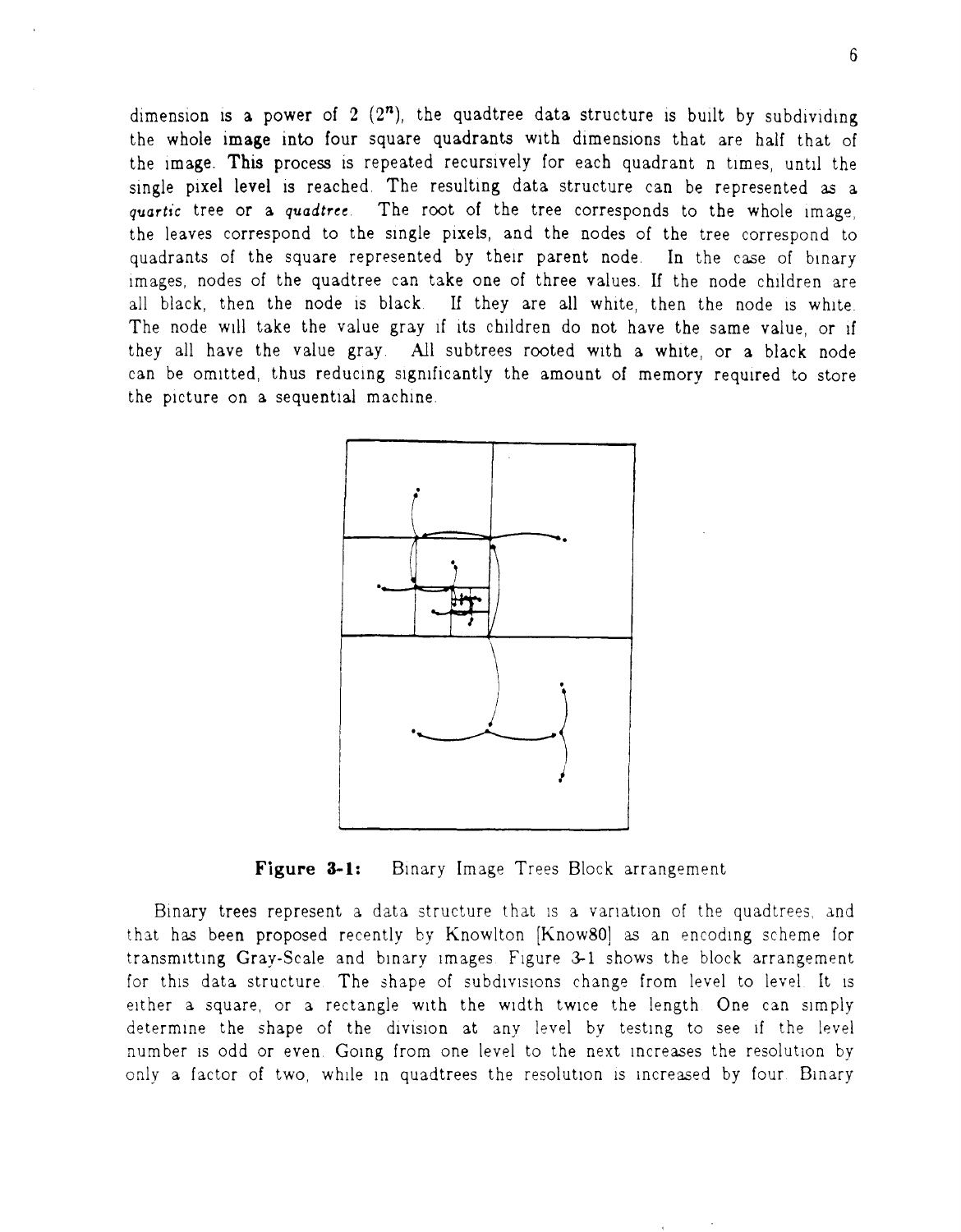dimension is a power of 2 ($2^n$), the quadtree data structure is built by subdividing the whole image into four square quadrants with dimensions that are half that of the image. This process is repeated recursively for each quadrant n times, until the single pixel level is reached. The resulting data structure can be represented as a *quartic* tree or a *quadtree*. The root of the tree corresponds to the whole image, the leaves correspond to the single pixels, and the nodes of the tree correspond to quadrants of the square represented by their parent node. In the case of binary images, nodes of the quadtree can take one of three values. If the node children are all black, then the node is black. If they are all white, then the node is white. The node will take the value gray if its children do not have the same value, or if they all have the value gray. All subtrees rooted with a white, or a black node can be omitted, thus reducing significantly the amount of memory required to store the picture on a sequential machine.

**Figure 3-1:** Binary Image Trees Block arrangement

Binary trees represent a data structure that is a variation of the quadtrees, and that has been proposed recently by Knowlton [Know80] as an encoding scheme for transmitting Gray-Scale and binary images. Figure 3-1 shows the block arrangement for this data structure. The shape of subdivisions change from level to level. It is either a square, or a rectangle with the width twice the length. One can simply determine the shape of the division at any level by testing to see if the level number is odd or even. Going from one level to the next increases the resolution by only a factor of two, while in quadtrees the resolution is increased by four. Binary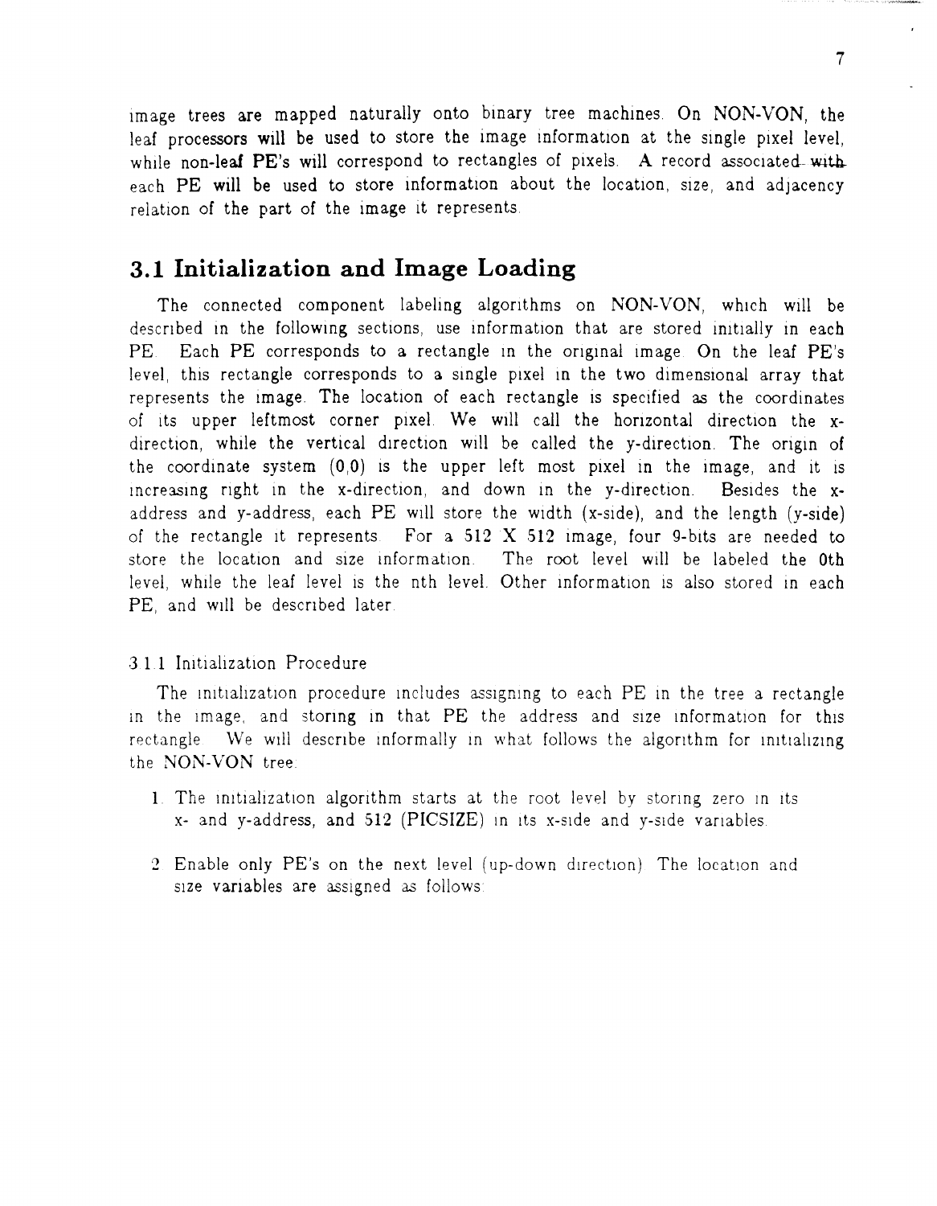image trees are mapped naturally onto binary tree machines. On NON-VON, the leaf processors will be used to store the image information at the single pixel level, while non-leaf PE's will correspond to rectangles of pixels. A record associated with each PE will be used to store information about the location, size, and adjacency relation of the part of the image it represents.

## 3.1 Initialization and Image Loading

The connected component labeling algorithms on NON-VON, which will be described in the following sections, use information that are stored initially in each PE. Each PE corresponds to a rectangle in the original image. On the leaf PE's level, this rectangle corresponds to a single pixel in the two dimensional array that represents the image. The location of each rectangle is specified as the coordinates of its upper leftmost corner pixel. We will call the horizontal direction the x-direction, while the vertical direction will be called the y-direction. The origin of the coordinate system (0,0) is the upper left most pixel in the image, and it is increasing right in the x-direction, and down in the y-direction. Besides the x-address and y-address, each PE will store the width (x-side), and the length (y-side) of the rectangle it represents. For a 512 X 512 image, four 9-bits are needed to store the location and size information. The root level will be labeled the 0th level, while the leaf level is the nth level. Other information is also stored in each PE, and will be described later.

### 3.1.1 Initialization Procedure

The initialization procedure includes assigning to each PE in the tree a rectangle in the image, and storing in that PE the address and size information for this rectangle. We will describe informally in what follows the algorithm for initializing the NON-VON tree:

1. The initialization algorithm starts at the root level by storing zero in its x- and y-address, and 512 (PICSIZE) in its x-side and y-side variables.

2. Enable only PE's on the next level (up-down direction). The location and size variables are assigned as follows: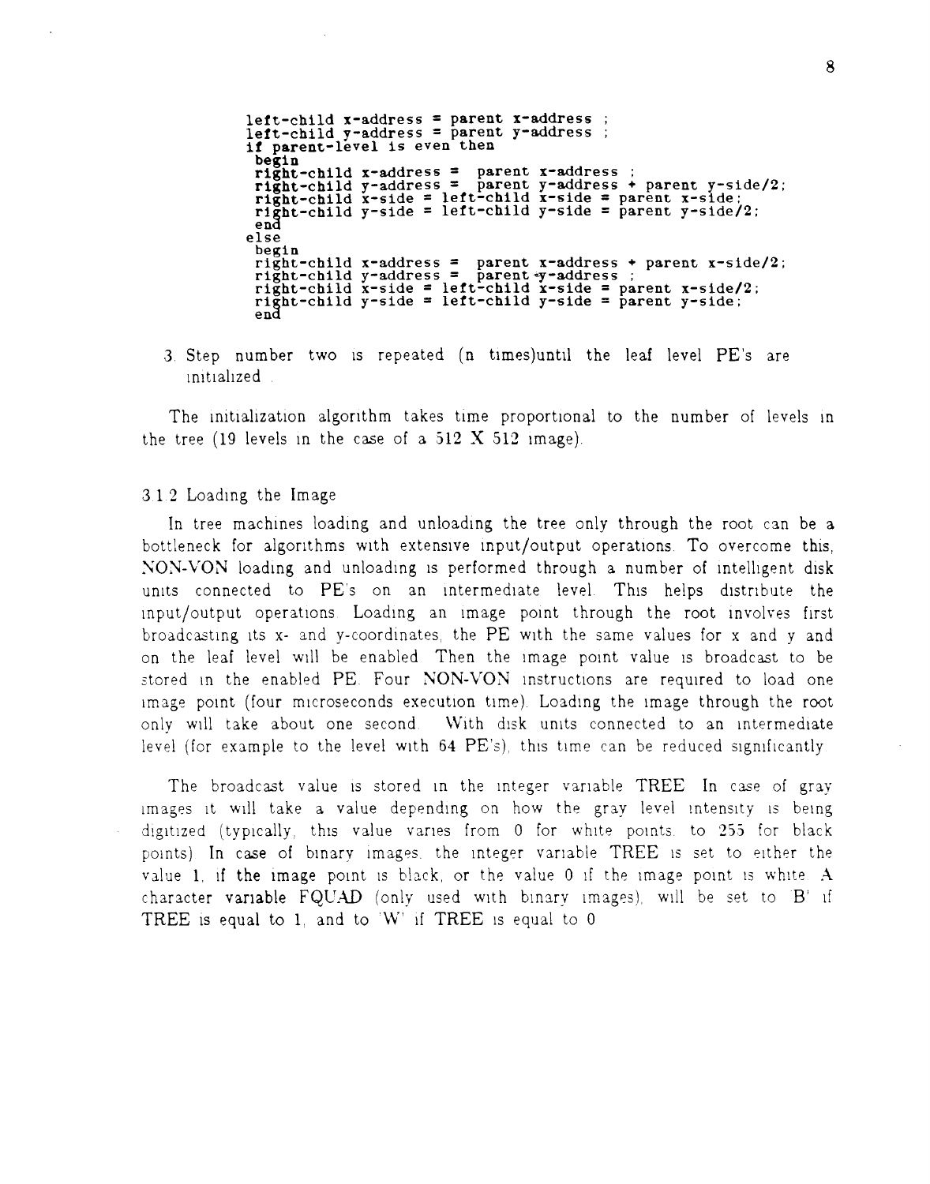```
left-child x-address = parent x-address ;
left-child y-address = parent y-address ;
if parent-level is even then
 begin
 right-child x-address =  parent x-address ;
 right-child y-address =  parent y-address + parent y-side/2;
 right-child x-side = left-child x-side = parent x-side;
 right-child y-side = left-child y-side = parent y-side/2;
 end
else
 begin
 right-child x-address =  parent x-address + parent x-side/2;
 right-child y-address =  parent y-address ;
 right-child x-side = left-child x-side = parent x-side/2;
 right-child y-side = left-child y-side = parent y-side;
 end
```

3. Step number two is repeated (n times)until the leaf level PE's are initialized .

The initialization algorithm takes time proportional to the number of levels in the tree (19 levels in the case of a 512 X 512 image).

### 3.1.2 Loading the Image

In tree machines loading and unloading the tree only through the root can be a bottleneck for algorithms with extensive input/output operations. To overcome this, NON-VON loading and unloading is performed through a number of intelligent disk units connected to PE's on an intermediate level. This helps distribute the input/output operations. Loading an image point through the root involves first broadcasting its x- and y-coordinates, the PE with the same values for x and y and on the leaf level will be enabled. Then the image point value is broadcast to be stored in the enabled PE. Four NON-VON instructions are required to load one image point (four microseconds execution time). Loading the image through the root only will take about one second. With disk units connected to an intermediate level (for example to the level with 64 PE's), this time can be reduced significantly.

The broadcast value is stored in the integer variable TREE. In case of gray images it will take a value depending on how the gray level intensity is being digitized (typically, this value varies from 0 for white points, to 255 for black points). In case of binary images, the integer variable TREE is set to either the value 1, if the image point is black, or the value 0 if the image point is white. A character variable FQUAD (only used with binary images), will be set to 'B' if TREE is equal to 1, and to 'W' if TREE is equal to 0.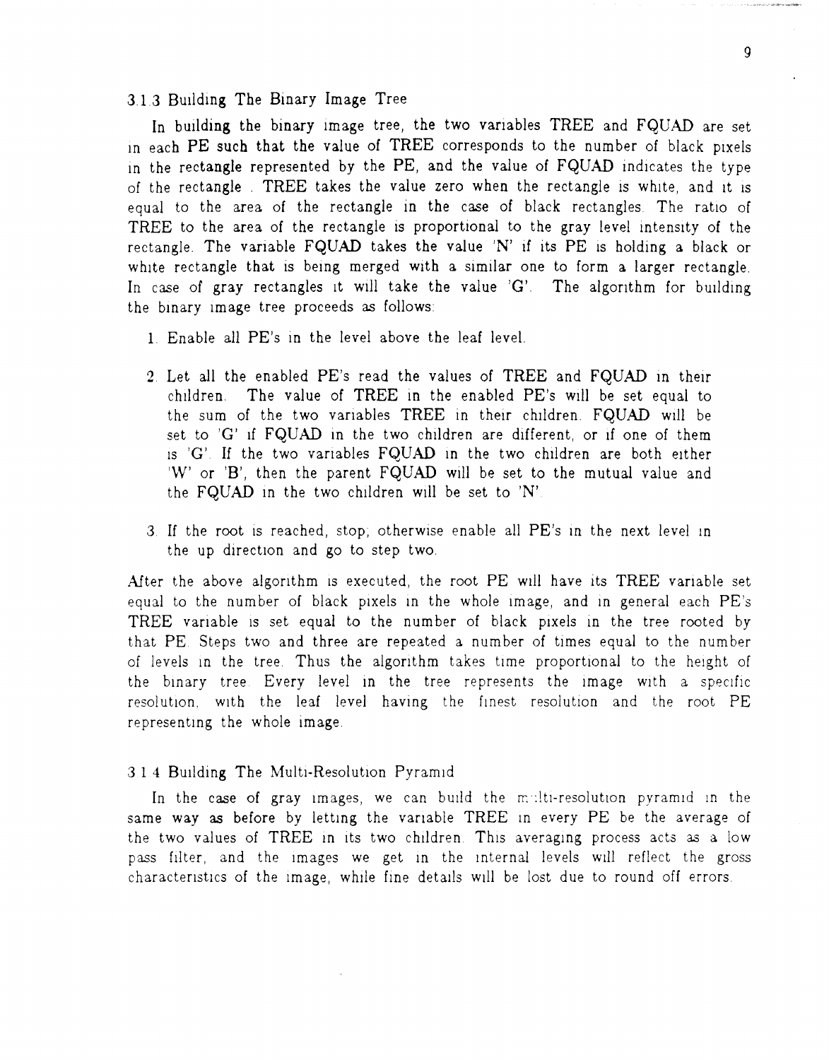### 3.1.3 Building The Binary Image Tree

In building the binary image tree, the two variables TREE and FQUAD are set in each PE such that the value of TREE corresponds to the number of black pixels in the rectangle represented by the PE, and the value of FQUAD indicates the type of the rectangle . TREE takes the value zero when the rectangle is white, and it is equal to the area of the rectangle in the case of black rectangles. The ratio of TREE to the area of the rectangle is proportional to the gray level intensity of the rectangle. The variable FQUAD takes the value 'N' if its PE is holding a black or white rectangle that is being merged with a similar one to form a larger rectangle. In case of gray rectangles it will take the value 'G'. The algorithm for building the binary image tree proceeds as follows:

1. Enable all PE's in the level above the leaf level.

2. Let all the enabled PE's read the values of TREE and FQUAD in their children. The value of TREE in the enabled PE's will be set equal to the sum of the two variables TREE in their children. FQUAD will be set to 'G' if FQUAD in the two children are different, or if one of them is 'G'. If the two variables FQUAD in the two children are both either 'W' or 'B', then the parent FQUAD will be set to the mutual value and the FQUAD in the two children will be set to 'N'.

3. If the root is reached, stop; otherwise enable all PE's in the next level in the up direction and go to step two.

After the above algorithm is executed, the root PE will have its TREE variable set equal to the number of black pixels in the whole image, and in general each PE's TREE variable is set equal to the number of black pixels in the tree rooted by that PE. Steps two and three are repeated a number of times equal to the number of levels in the tree. Thus the algorithm takes time proportional to the height of the binary tree. Every level in the tree represents the image with a specific resolution, with the leaf level having the finest resolution and the root PE representing the whole image.

### 3.1.4 Building The Multi-Resolution Pyramid

In the case of gray images, we can build the multi-resolution pyramid in the same way as before by letting the variable TREE in every PE be the average of the two values of TREE in its two children. This averaging process acts as a low pass filter, and the images we get in the internal levels will reflect the gross characteristics of the image, while fine details will be lost due to round off errors.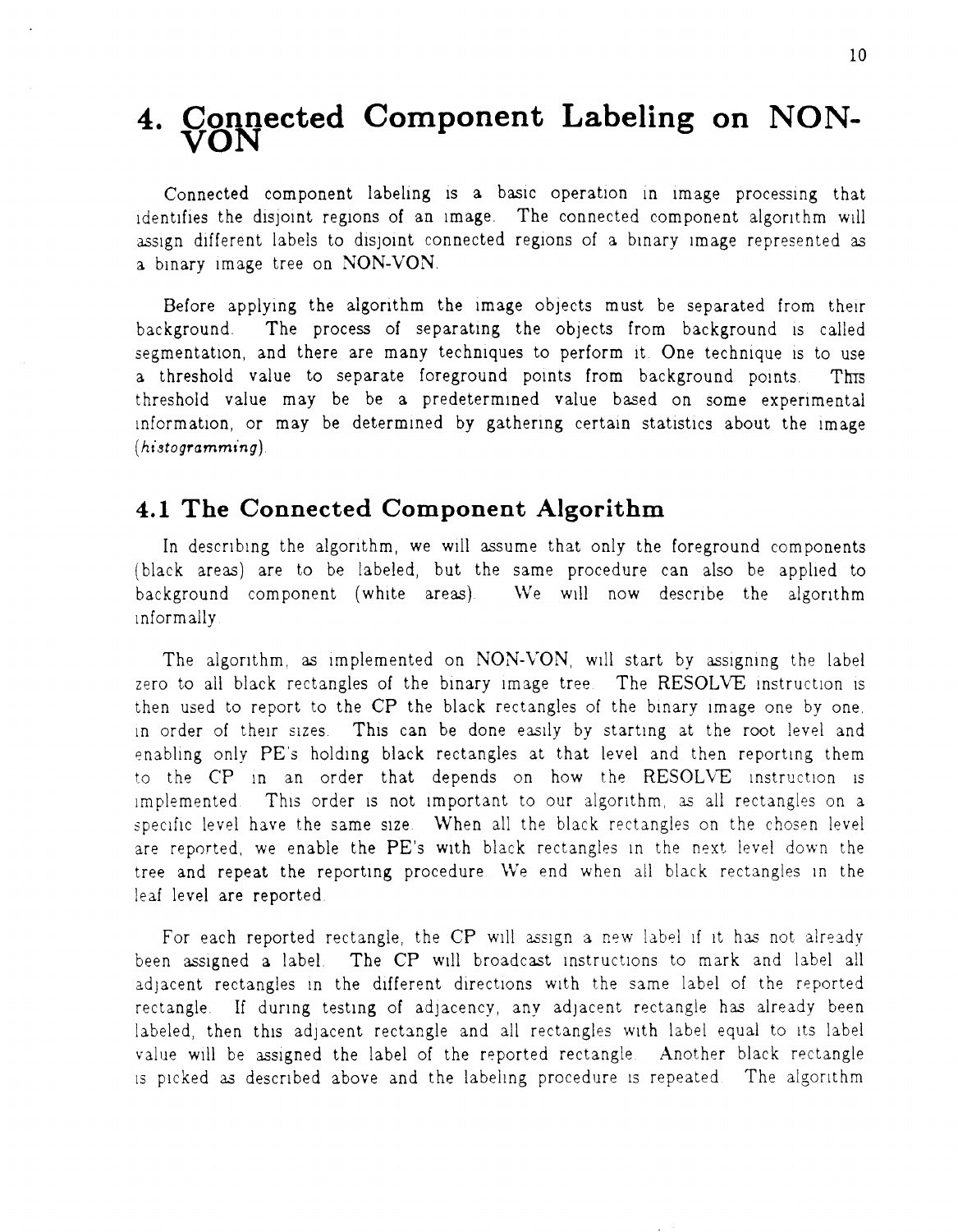// Page 13 of 22 — OCR transcription (1-based page index; the printed page number "10" is omitted as a page number, per the rules).
# 4. Connected Component Labeling on NON-VON

Connected component labeling is a basic operation in image processing that identifies the disjoint regions of an image. The connected component algorithm will assign different labels to disjoint connected regions of a binary image represented as a binary image tree on NON-VON.

Before applying the algorithm the image objects must be separated from their background. The process of separating the objects from background is called segmentation, and there are many techniques to perform it. One technique is to use a threshold value to separate foreground points from background points. This threshold value may be be a predetermined value based on some experimental information, or may be determined by gathering certain statistics about the image (*histogramming*).

## 4.1 The Connected Component Algorithm

In describing the algorithm, we will assume that only the foreground components (black areas) are to be labeled, but the same procedure can also be applied to background component (white areas). We will now describe the algorithm informally.

The algorithm, as implemented on NON-VON, will start by assigning the label zero to all black rectangles of the binary image tree. The RESOLVE instruction is then used to report to the CP the black rectangles of the binary image one by one, in order of their sizes. This can be done easily by starting at the root level and enabling only PE's holding black rectangles at that level and then reporting them to the CP in an order that depends on how the RESOLVE instruction is implemented. This order is not important to our algorithm, as all rectangles on a specific level have the same size. When all the black rectangles on the chosen level are reported, we enable the PE's with black rectangles in the next level down the tree and repeat the reporting procedure. We end when all black rectangles in the leaf level are reported.

For each reported rectangle, the CP will assign a new label if it has not already been assigned a label. The CP will broadcast instructions to mark and label all adjacent rectangles in the different directions with the same label of the reported rectangle. If during testing of adjacency, any adjacent rectangle has already been labeled, then this adjacent rectangle and all rectangles with label equal to its label value will be assigned the label of the reported rectangle. Another black rectangle is picked as described above and the labeling procedure is repeated. The algorithm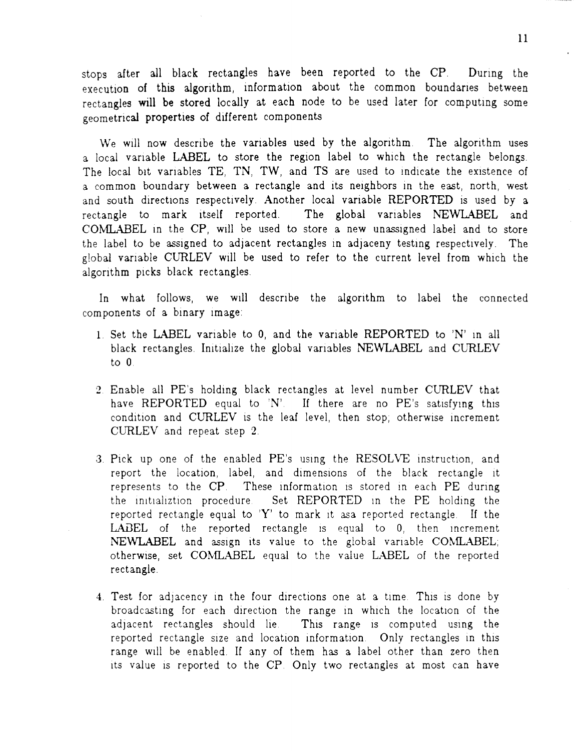stops after all black rectangles have been reported to the CP. During the execution of this algorithm, information about the common boundaries between rectangles will be stored locally at each node to be used later for computing some geometrical properties of different components

We will now describe the variables used by the algorithm. The algorithm uses a local variable LABEL to store the region label to which the rectangle belongs. The local bit variables TE, TN, TW, and TS are used to indicate the existence of a common boundary between a rectangle and its neighbors in the east, north, west and south directions respectively. Another local variable REPORTED is used by a rectangle to mark itself reported. The global variables NEWLABEL and COMLABEL in the CP, will be used to store a new unassigned label and to store the label to be assigned to adjacent rectangles in adjaceny testing respectively. The global variable CURLEV will be used to refer to the current level from which the algorithm picks black rectangles.

In what follows, we will describe the algorithm to label the connected components of a binary image:

1. Set the LABEL variable to 0, and the variable REPORTED to 'N' in all black rectangles. Initialize the global variables NEWLABEL and CURLEV to 0.

2. Enable all PE's holding black rectangles at level number CURLEV that have REPORTED equal to 'N'. If there are no PE's satisfying this condition and CURLEV is the leaf level, then stop; otherwise increment CURLEV and repeat step 2.

3. Pick up one of the enabled PE's using the RESOLVE instruction, and report the location, label, and dimensions of the black rectangle it represents to the CP. These information is stored in each PE during the initializtion procedure. Set REPORTED in the PE holding the reported rectangle equal to 'Y' to mark it asa reported rectangle. If the LABEL of the reported rectangle is equal to 0, then increment NEWLABEL and assign its value to the global variable COMLABEL; otherwise, set COMLABEL equal to the value LABEL of the reported rectangle.

4. Test for adjacency in the four directions one at a time. This is done by broadcasting for each direction the range in which the location of the adjacent rectangles should lie. This range is computed using the reported rectangle size and location information. Only rectangles in this range will be enabled. If any of them has a label other than zero then its value is reported to the CP. Only two rectangles at most can have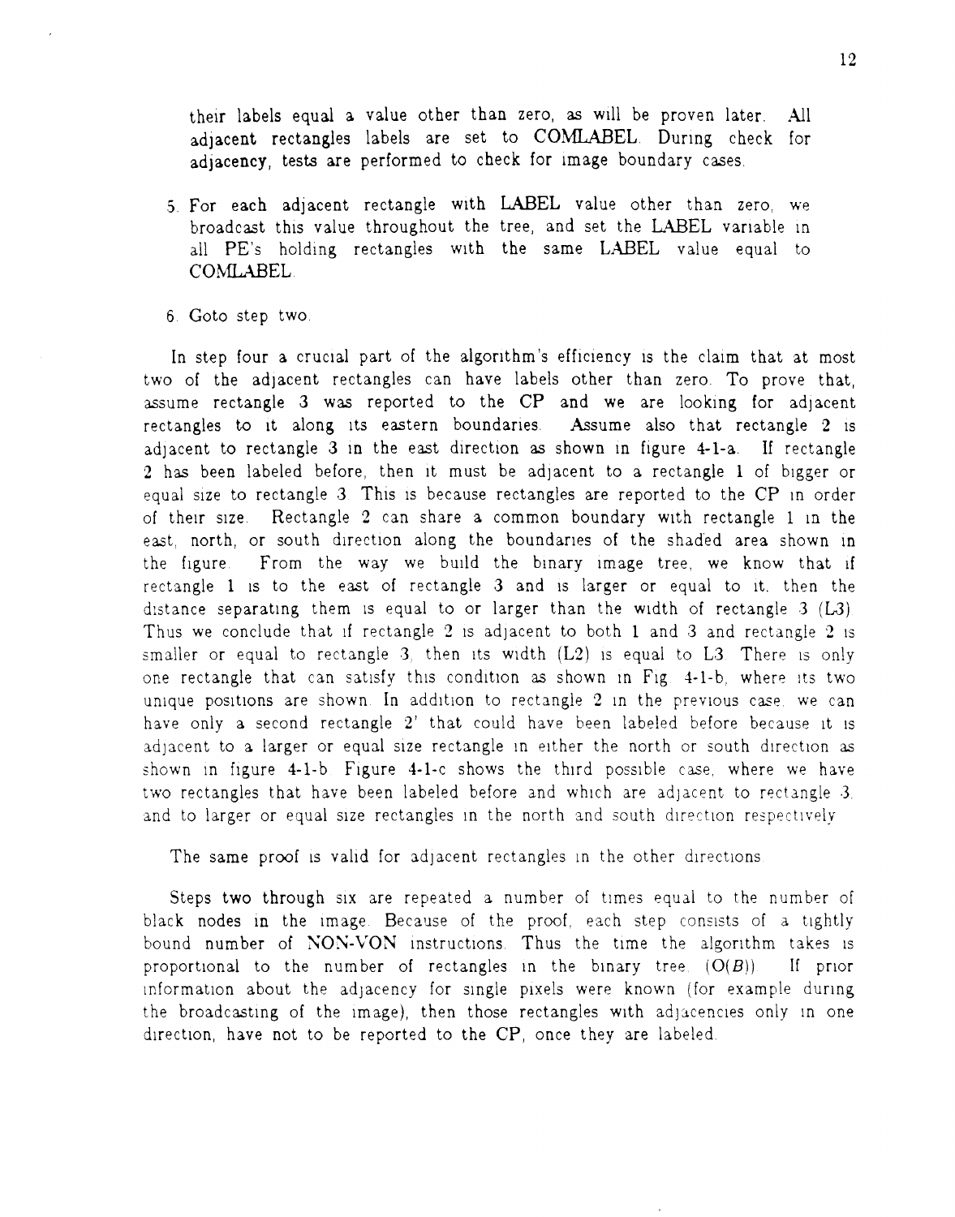their labels equal a value other than zero, as will be proven later. All adjacent rectangles labels are set to COMLABEL. During check for adjacency, tests are performed to check for image boundary cases.

5. For each adjacent rectangle with LABEL value other than zero, we broadcast this value throughout the tree, and set the LABEL variable in all PE's holding rectangles with the same LABEL value equal to COMLABEL.

6. Goto step two.

In step four a crucial part of the algorithm's efficiency is the claim that at most two of the adjacent rectangles can have labels other than zero. To prove that, assume rectangle 3 was reported to the CP and we are looking for adjacent rectangles to it along its eastern boundaries. Assume also that rectangle 2 is adjacent to rectangle 3 in the east direction as shown in figure 4-1-a. If rectangle 2 has been labeled before, then it must be adjacent to a rectangle 1 of bigger or equal size to rectangle 3. This is because rectangles are reported to the CP in order of their size. Rectangle 2 can share a common boundary with rectangle 1 in the east, north, or south direction along the boundaries of the shaded area shown in the figure. From the way we build the binary image tree, we know that if rectangle 1 is to the east of rectangle 3 and is larger or equal to it, then the distance separating them is equal to or larger than the width of rectangle 3 (L3). Thus we conclude that if rectangle 2 is adjacent to both 1 and 3 and rectangle 2 is smaller or equal to rectangle 3, then its width (L2) is equal to L3. There is only one rectangle that can satisfy this condition as shown in Fig. 4-1-b, where its two unique positions are shown. In addition to rectangle 2 in the previous case, we can have only a second rectangle 2' that could have been labeled before because it is adjacent to a larger or equal size rectangle in either the north or south direction as shown in figure 4-1-b. Figure 4-1-c shows the third possible case, where we have two rectangles that have been labeled before and which are adjacent to rectangle 3, and to larger or equal size rectangles in the north and south direction respectively.

The same proof is valid for adjacent rectangles in the other directions.

Steps two through six are repeated a number of times equal to the number of black nodes in the image. Because of the proof, each step consists of a tightly bound number of NON-VON instructions. Thus the time the algorithm takes is proportional to the number of rectangles in the binary tree. ($O(B)$) If prior information about the adjacency for single pixels were known (for example during the broadcasting of the image), then those rectangles with adjacencies only in one direction, have not to be reported to the CP, once they are labeled.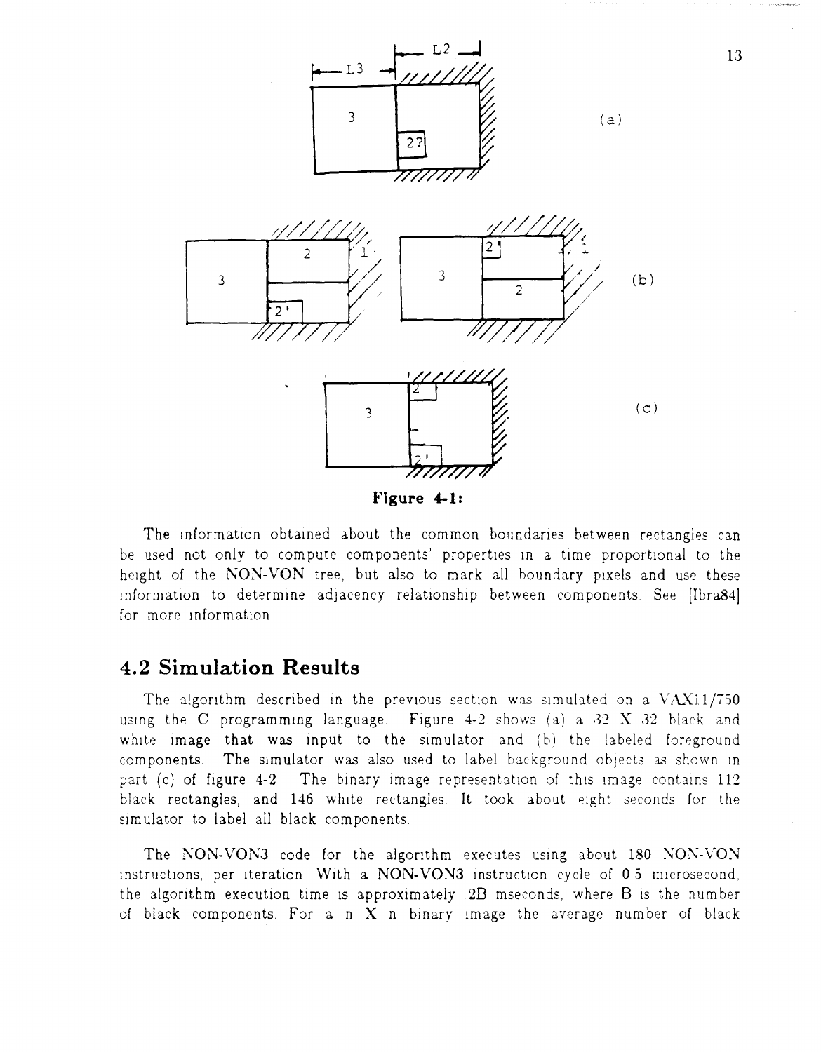**Figure 4-1:**

The information obtained about the common boundaries between rectangles can be used not only to compute components' properties in a time proportional to the height of the NON-VON tree, but also to mark all boundary pixels and use these information to determine adjacency relationship between components. See [Ibra84] for more information.

## 4.2 Simulation Results

The algorithm described in the previous section was simulated on a VAX11/750 using the C programming language. Figure 4-2 shows (a) a 32 X 32 black and white image that was input to the simulator and (b) the labeled foreground components. The simulator was also used to label background objects as shown in part (c) of figure 4-2. The binary image representation of this image contains 112 black rectangles, and 146 white rectangles. It took about eight seconds for the simulator to label all black components.

The NON-VON3 code for the algorithm executes using about 180 NON-VON instructions, per iteration. With a NON-VON3 instruction cycle of 0.5 microsecond, the algorithm execution time is approximately .2B mseconds, where B is the number of black components. For a n X n binary image the average number of black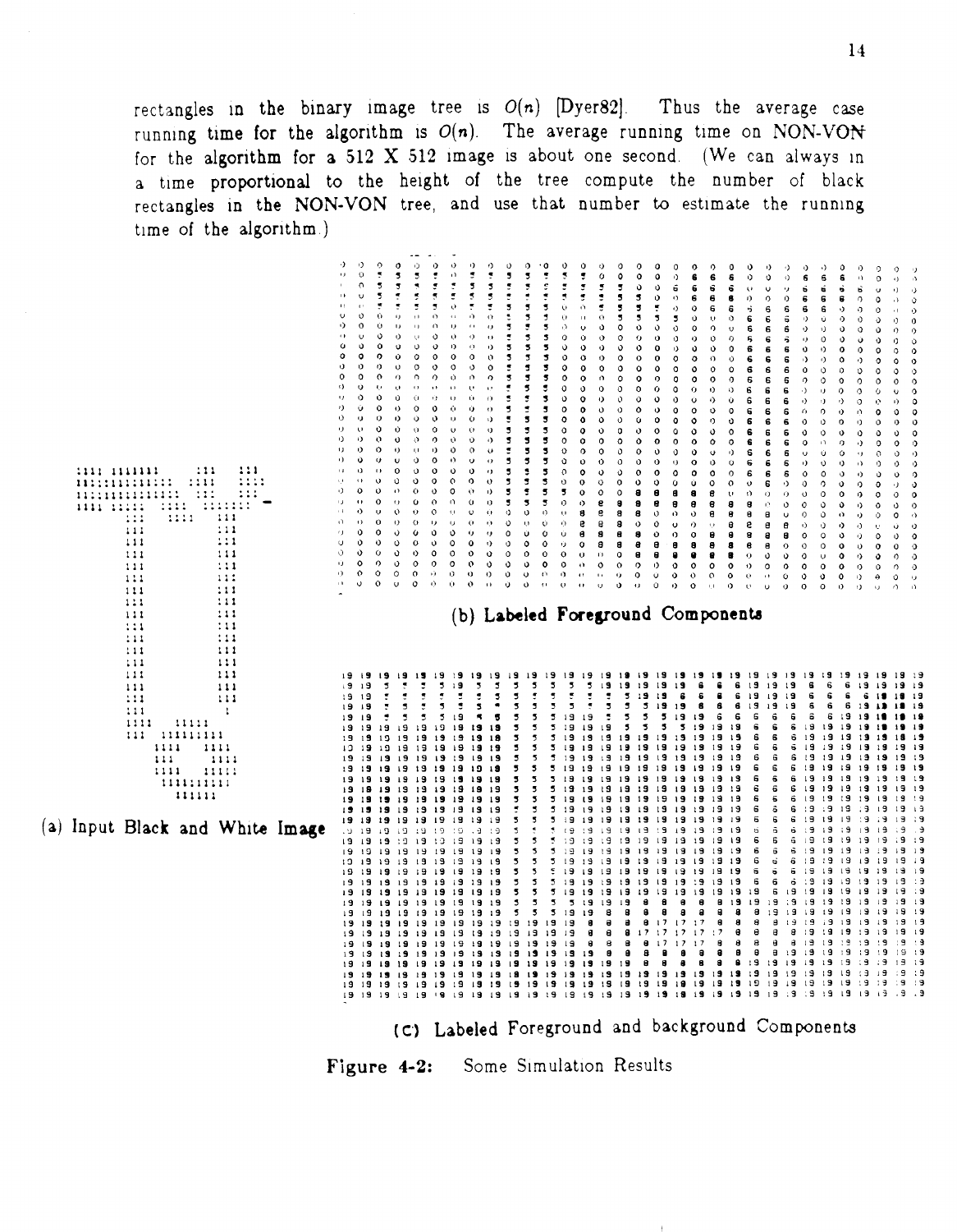rectangles in the binary image tree is $O(n)$ [Dyer82]. Thus the average case running time for the algorithm is $O(n)$. The average running time on NON-VON for the algorithm for a 512 X 512 image is about one second. (We can always in a time proportional to the height of the tree compute the number of black rectangles in the NON-VON tree, and use that number to estimate the running time of the algorithm.)

(a) Input Black and White Image

(b) Labeled Foreground Components

(c) Labeled Foreground and background Components

**Figure 4-2:** Some Simulation Results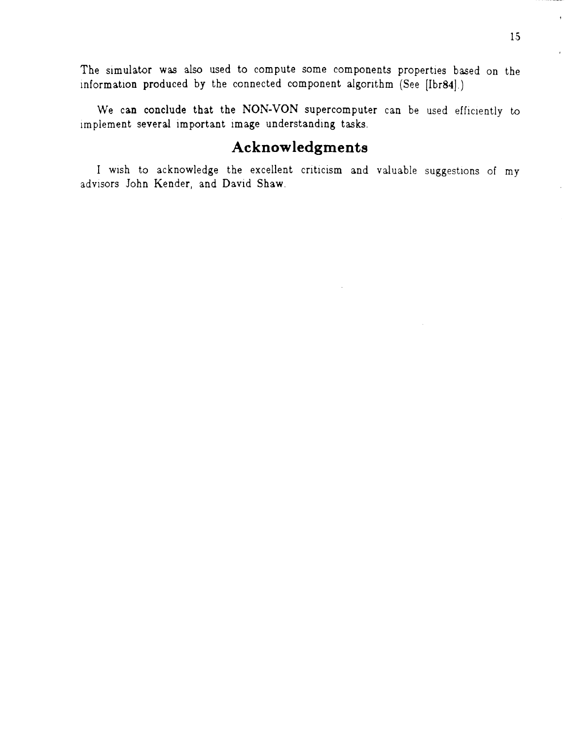The simulator was also used to compute some components properties based on the information produced by the connected component algorithm (See [Ibr84].)

We can conclude that the NON-VON supercomputer can be used efficiently to implement several important image understanding tasks.

## Acknowledgments

I wish to acknowledge the excellent criticism and valuable suggestions of my advisors John Kender, and David Shaw.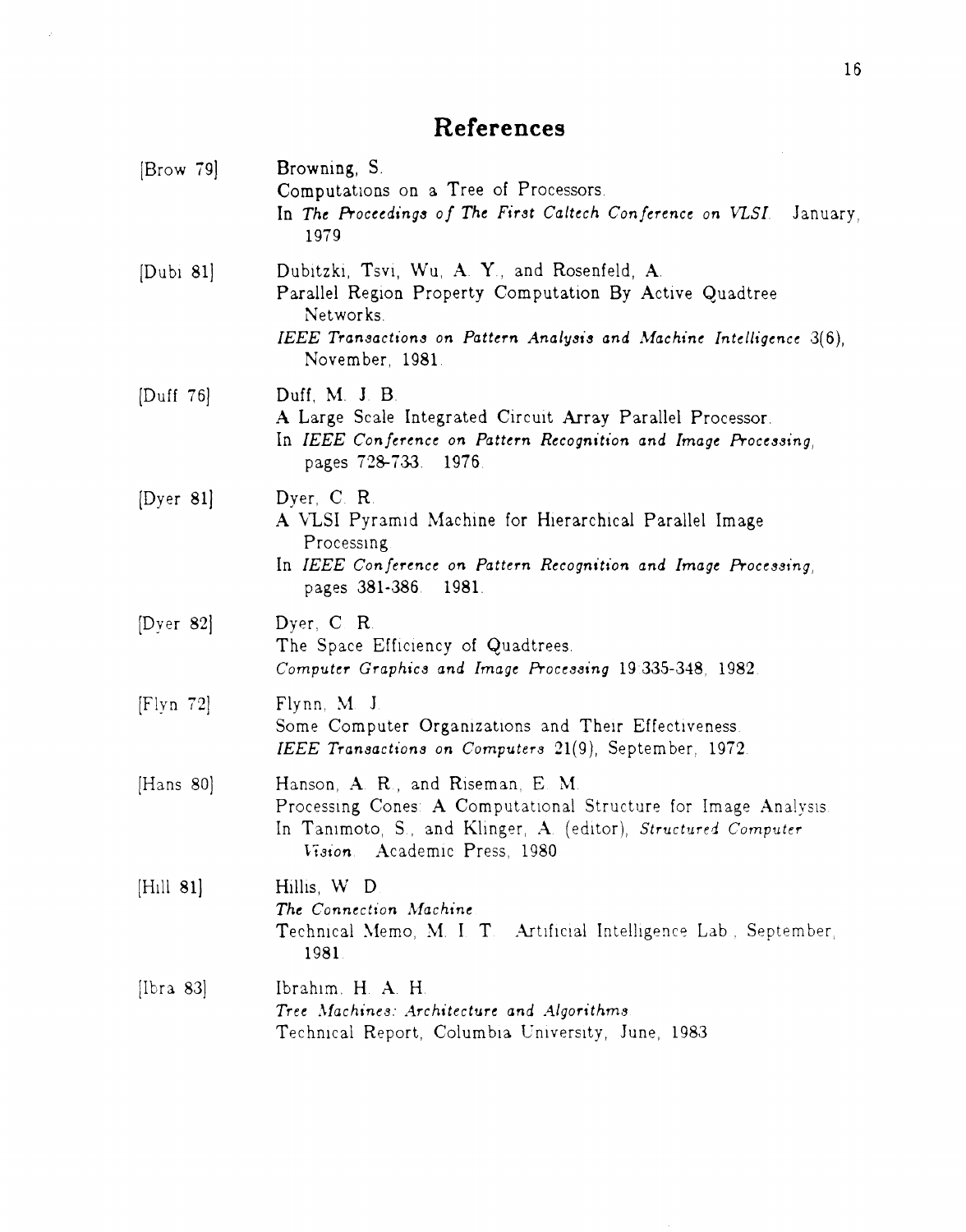## References

[Brow 79] Browning, S.
Computations on a Tree of Processors.
In *The Proceedings of The First Caltech Conference on VLSI.* January, 1979.

[Dubi 81] Dubitzki, Tsvi, Wu, A. Y., and Rosenfeld, A.
Parallel Region Property Computation By Active Quadtree Networks.
*IEEE Transactions on Pattern Analysis and Machine Intelligence* 3(6), November, 1981.

[Duff 76] Duff, M. J. B.
A Large Scale Integrated Circuit Array Parallel Processor.
In *IEEE Conference on Pattern Recognition and Image Processing*, pages 728-733. 1976.

[Dyer 81] Dyer, C. R.
A VLSI Pyramid Machine for Hierarchical Parallel Image Processing.
In *IEEE Conference on Pattern Recognition and Image Processing*, pages 381-386. 1981.

[Dyer 82] Dyer, C. R.
The Space Efficiency of Quadtrees.
*Computer Graphics and Image Processing* 19:335-348, 1982.

[Flyn 72] Flynn, M. J.
Some Computer Organizations and Their Effectiveness.
*IEEE Transactions on Computers* 21(9), September, 1972.

[Hans 80] Hanson, A. R., and Riseman, E. M.
Processing Cones: A Computational Structure for Image Analysis.
In Tanimoto, S., and Klinger, A. (editor), *Structured Computer Vision.* Academic Press, 1980.

[Hill 81] Hillis, W. D.
*The Connection Machine.*
Technical Memo, M. I. T. Artificial Intelligence Lab., September, 1981.

[Ibra 83] Ibrahim, H. A. H.
*Tree Machines: Architecture and Algorithms.*
Technical Report, Columbia University, June, 1983.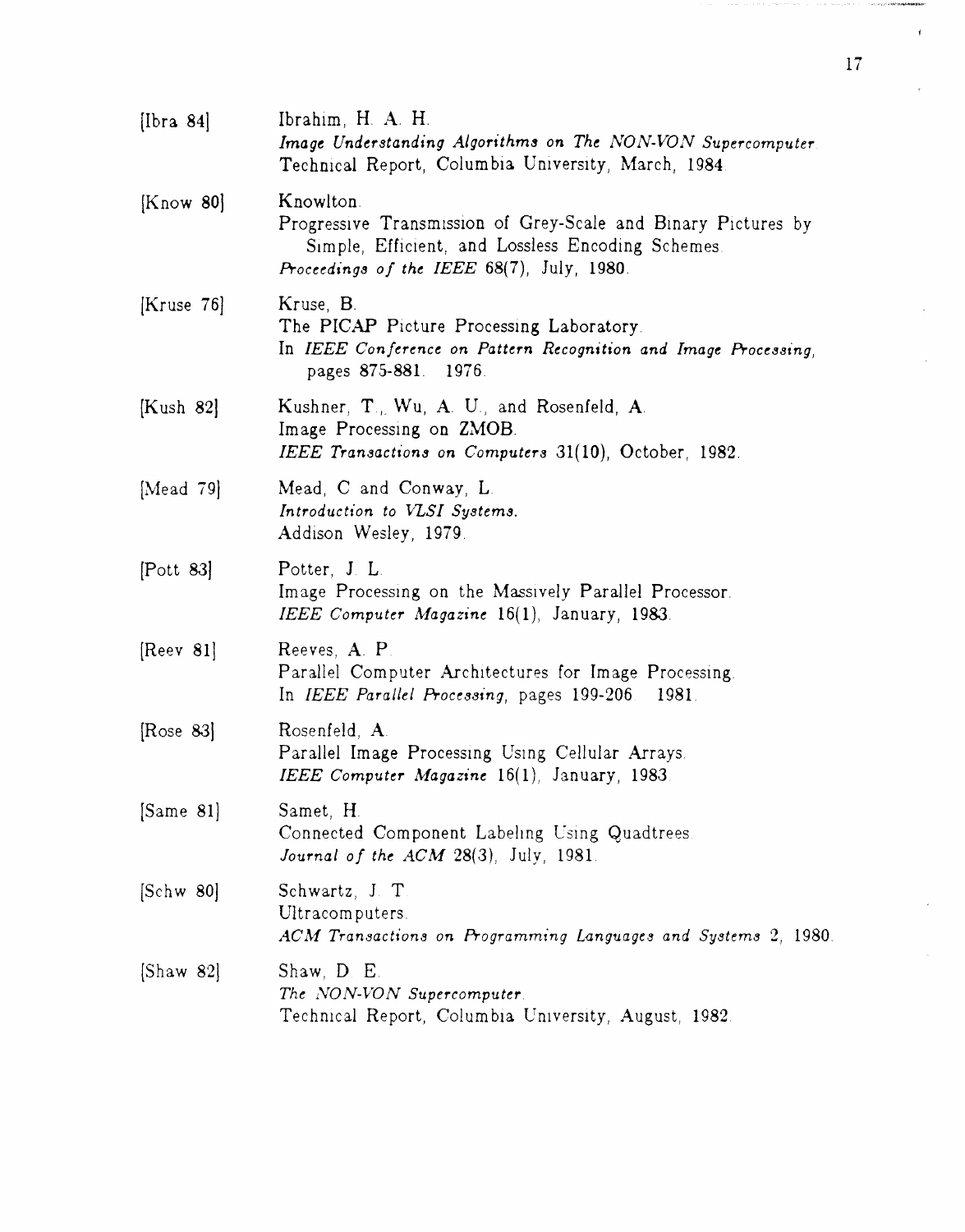[Ibra 84] Ibrahim, H. A. H.
*Image Understanding Algorithms on The NON-VON Supercomputer.*
Technical Report, Columbia University, March, 1984.

[Know 80] Knowlton.
Progressive Transmission of Grey-Scale and Binary Pictures by Simple, Efficient, and Lossless Encoding Schemes.
*Proceedings of the IEEE* 68(7), July, 1980.

[Kruse 76] Kruse, B.
The PICAP Picture Processing Laboratory.
In *IEEE Conference on Pattern Recognition and Image Processing,* pages 875-881. 1976.

[Kush 82] Kushner, T., Wu, A. U., and Rosenfeld, A.
Image Processing on ZMOB.
*IEEE Transactions on Computers* 31(10), October, 1982.

[Mead 79] Mead, C and Conway, L.
*Introduction to VLSI Systems.*
Addison Wesley, 1979.

[Pott 83] Potter, J. L.
Image Processing on the Massively Parallel Processor.
*IEEE Computer Magazine* 16(1), January, 1983.

[Reev 81] Reeves, A. P.
Parallel Computer Architectures for Image Processing.
In *IEEE Parallel Processing,* pages 199-206. 1981.

[Rose 83] Rosenfeld, A.
Parallel Image Processing Using Cellular Arrays.
*IEEE Computer Magazine* 16(1), January, 1983.

[Same 81] Samet, H.
Connected Component Labeling Using Quadtrees.
*Journal of the ACM* 28(3), July, 1981.

[Schw 80] Schwartz, J. T.
Ultracomputers.
*ACM Transactions on Programming Languages and Systems* 2, 1980.

[Shaw 82] Shaw, D. E.
*The NON-VON Supercomputer.*
Technical Report, Columbia University, August, 1982.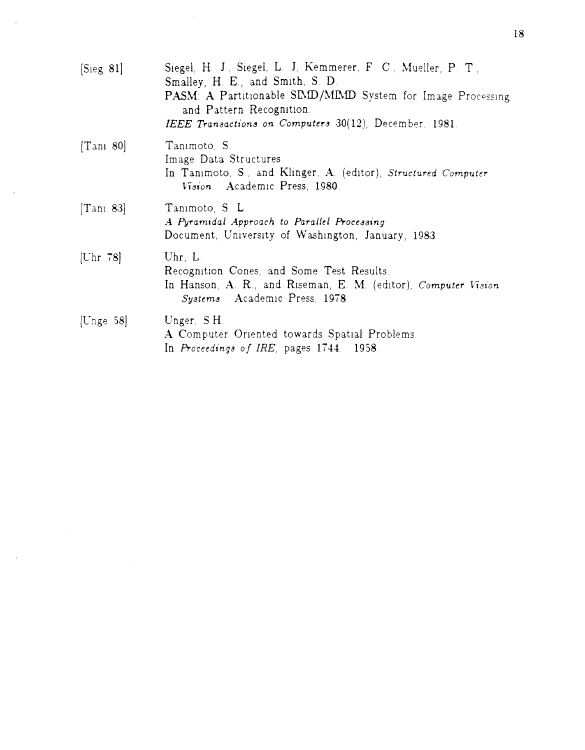[Sieg 81] Siegel, H. J., Siegel, L. J, Kemmerer, F. C., Mueller, P. T., Smalley, H. E., and Smith, S. D.
PASM: A Partitionable SIMD/MIMD System for Image Processing and Pattern Recognition.
*IEEE Transactions on Computers* 30(12), December, 1981.

[Tani 80] Tanimoto, S.
Image Data Structures.
In Tanimoto, S., and Klinger, A. (editor), *Structured Computer Vision*. Academic Press, 1980.

[Tani 83] Tanimoto, S. L.
*A Pyramidal Approach to Parallel Processing*
Document, University of Washington, January, 1983.

[Uhr 78] Uhr, L.
Recognition Cones, and Some Test Results.
In Hanson, A. R., and Riseman, E. M. (editor), *Computer Vision Systems*. Academic Press, 1978.

[Unge 58] Unger, S.H.
A Computer Oriented towards Spatial Problems.
In *Proceedings of IRE*, pages 1744. 1958.